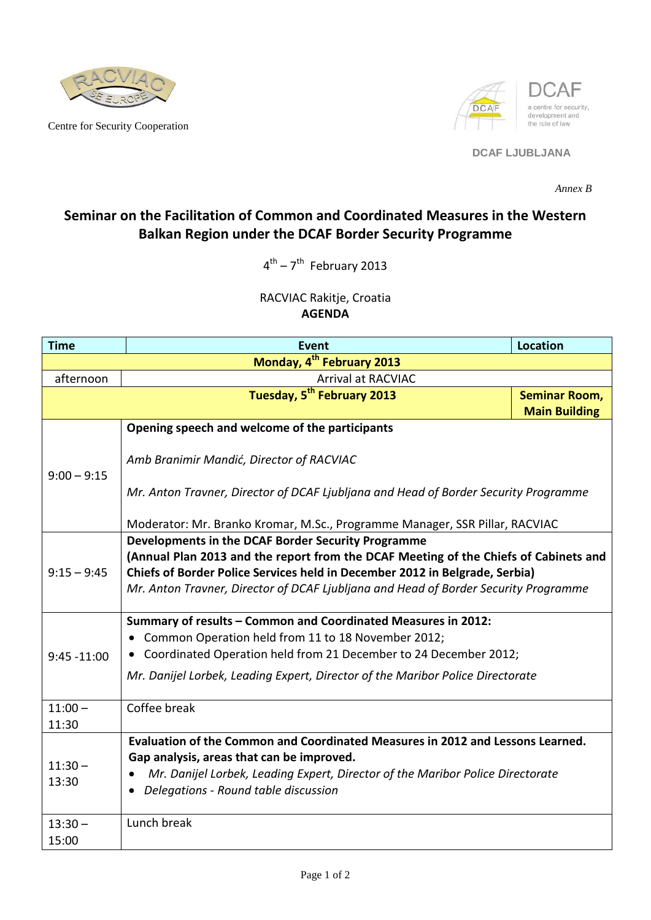Centre for Security Cooperation

DCAF LJUBLJANA

*Annex B*

# Seminar on the Facilitation of Common and Coordinated Measures in the Western Balkan Region under the DCAF Border Security Programme

4th – 7th February 2013

RACVIAC Rakitje, Croatia

**AGENDA**

| Time | Event | Location |
|---|---|---|
| **Monday, 4th February 2013** | | |
| afternoon | Arrival at RACVIAC | |
| **Tuesday, 5th February 2013** | | **Seminar Room, Main Building** |
| 9:00 – 9:15 | **Opening speech and welcome of the participants**<br><br>*Amb Branimir Mandić, Director of RACVIAC*<br><br>*Mr. Anton Travner, Director of DCAF Ljubljana and Head of Border Security Programme*<br><br>Moderator: Mr. Branko Kromar, M.Sc., Programme Manager, SSR Pillar, RACVIAC | |
| 9:15 – 9:45 | **Developments in the DCAF Border Security Programme (Annual Plan 2013 and the report from the DCAF Meeting of the Chiefs of Cabinets and Chiefs of Border Police Services held in December 2012 in Belgrade, Serbia)**<br>*Mr. Anton Travner, Director of DCAF Ljubljana and Head of Border Security Programme* | |
| 9:45 -11:00 | **Summary of results – Common and Coordinated Measures in 2012:**<br>• Common Operation held from 11 to 18 November 2012;<br>• Coordinated Operation held from 21 December to 24 December 2012;<br>*Mr. Danijel Lorbek, Leading Expert, Director of the Maribor Police Directorate* | |
| 11:00 – 11:30 | Coffee break | |
| 11:30 – 13:30 | **Evaluation of the Common and Coordinated Measures in 2012 and Lessons Learned. Gap analysis, areas that can be improved.**<br>• *Mr. Danijel Lorbek, Leading Expert, Director of the Maribor Police Directorate*<br>• *Delegations - Round table discussion* | |
| 13:30 – 15:00 | Lunch break | |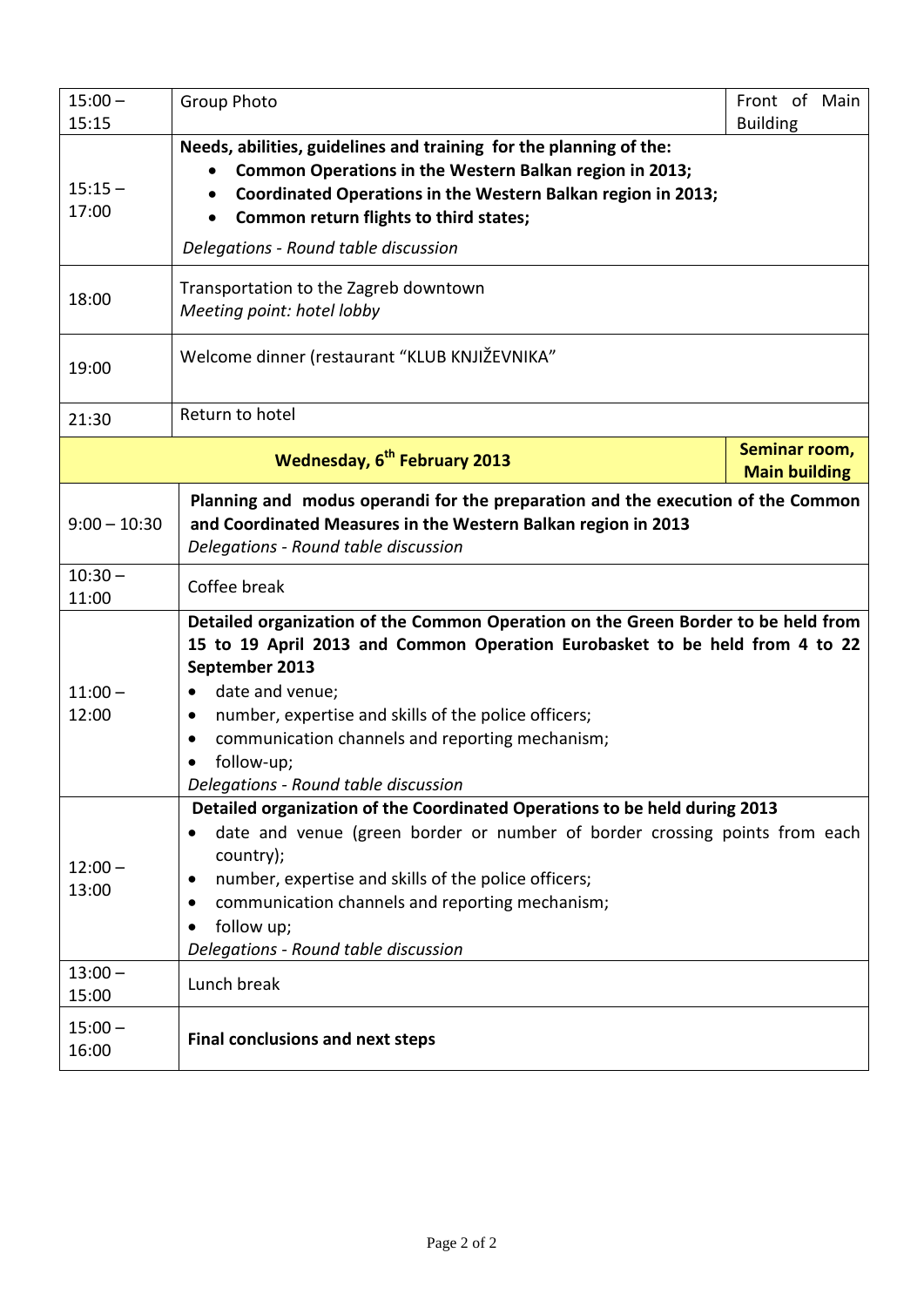| | | |
|---|---|---|
| 15:00 – 15:15 | Group Photo | Front of Main Building |
| 15:15 – 17:00 | **Needs, abilities, guidelines and training for the planning of the:**<br>• **Common Operations in the Western Balkan region in 2013;**<br>• **Coordinated Operations in the Western Balkan region in 2013;**<br>• **Common return flights to third states;**<br>*Delegations - Round table discussion* | |
| 18:00 | Transportation to the Zagreb downtown<br>*Meeting point: hotel lobby* | |
| 19:00 | Welcome dinner (restaurant "KLUB KNJIŽEVNIKA" | |
| 21:30 | Return to hotel | |
| **Wednesday, 6th February 2013** | | **Seminar room, Main building** |
| 9:00 – 10:30 | **Planning and modus operandi for the preparation and the execution of the Common and Coordinated Measures in the Western Balkan region in 2013**<br>*Delegations - Round table discussion* | |
| 10:30 – 11:00 | Coffee break | |
| 11:00 – 12:00 | **Detailed organization of the Common Operation on the Green Border to be held from 15 to 19 April 2013 and Common Operation Eurobasket to be held from 4 to 22 September 2013**<br>• date and venue;<br>• number, expertise and skills of the police officers;<br>• communication channels and reporting mechanism;<br>• follow-up;<br>*Delegations - Round table discussion* | |
| 12:00 – 13:00 | **Detailed organization of the Coordinated Operations to be held during 2013**<br>• date and venue (green border or number of border crossing points from each country);<br>• number, expertise and skills of the police officers;<br>• communication channels and reporting mechanism;<br>• follow up;<br>*Delegations - Round table discussion* | |
| 13:00 – 15:00 | Lunch break | |
| 15:00 – 16:00 | **Final conclusions and next steps** | |